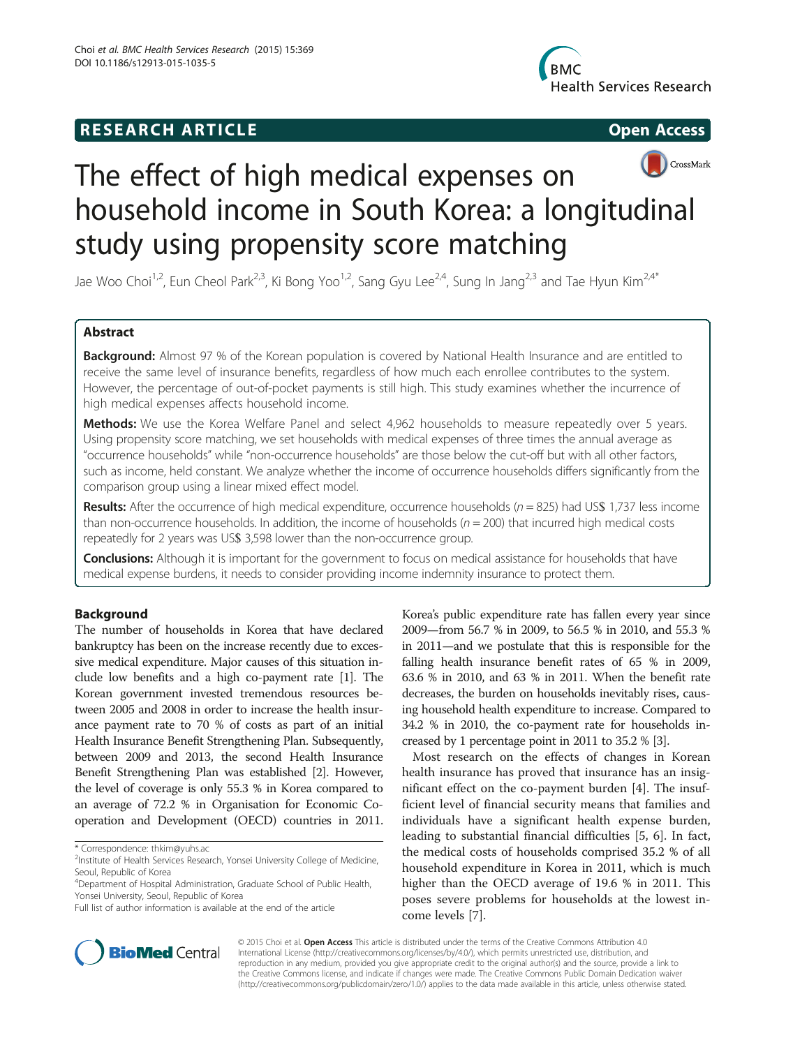**RESEARCH ARTICLE** **Open Access**

# The effect of high medical expenses on household income in South Korea: a longitudinal study using propensity score matching

Jae Woo Choi[1,2], Eun Cheol Park[2,3], Ki Bong Yoo[1,2], Sang Gyu Lee[2,4], Sung In Jang[2,3] and Tae Hyun Kim[2,4*]

## Abstract

**Background:** Almost 97 % of the Korean population is covered by National Health Insurance and are entitled to receive the same level of insurance benefits, regardless of how much each enrollee contributes to the system. However, the percentage of out-of-pocket payments is still high. This study examines whether the incurrence of high medical expenses affects household income.

**Methods:** We use the Korea Welfare Panel and select 4,962 households to measure repeatedly over 5 years. Using propensity score matching, we set households with medical expenses of three times the annual average as "occurrence households" while "non-occurrence households" are those below the cut-off but with all other factors, such as income, held constant. We analyze whether the income of occurrence households differs significantly from the comparison group using a linear mixed effect model.

**Results:** After the occurrence of high medical expenditure, occurrence households ($n = 825$) had US$ 1,737 less income than non-occurrence households. In addition, the income of households ($n = 200$) that incurred high medical costs repeatedly for 2 years was US$ 3,598 lower than the non-occurrence group.

**Conclusions:** Although it is important for the government to focus on medical assistance for households that have medical expense burdens, it needs to consider providing income indemnity insurance to protect them.

## Background

The number of households in Korea that have declared bankruptcy has been on the increase recently due to excessive medical expenditure. Major causes of this situation include low benefits and a high co-payment rate [1]. The Korean government invested tremendous resources between 2005 and 2008 in order to increase the health insurance payment rate to 70 % of costs as part of an initial Health Insurance Benefit Strengthening Plan. Subsequently, between 2009 and 2013, the second Health Insurance Benefit Strengthening Plan was established [2]. However, the level of coverage is only 55.3 % in Korea compared to an average of 72.2 % in Organisation for Economic Co-operation and Development (OECD) countries in 2011. Korea's public expenditure rate has fallen every year since 2009—from 56.7 % in 2009, to 56.5 % in 2010, and 55.3 % in 2011—and we postulate that this is responsible for the falling health insurance benefit rates of 65 % in 2009, 63.6 % in 2010, and 63 % in 2011. When the benefit rate decreases, the burden on households inevitably rises, causing household health expenditure to increase. Compared to 34.2 % in 2010, the co-payment rate for households increased by 1 percentage point in 2011 to 35.2 % [3].

Most research on the effects of changes in Korean health insurance has proved that insurance has an insignificant effect on the co-payment burden [4]. The insufficient level of financial security means that families and individuals have a significant health expense burden, leading to substantial financial difficulties [5, 6]. In fact, the medical costs of households comprised 35.2 % of all household expenditure in Korea in 2011, which is much higher than the OECD average of 19.6 % in 2011. This poses severe problems for households at the lowest income levels [7].

\* Correspondence: thkim@yuhs.ac
[2]Institute of Health Services Research, Yonsei University College of Medicine, Seoul, Republic of Korea
[4]Department of Hospital Administration, Graduate School of Public Health, Yonsei University, Seoul, Republic of Korea
Full list of author information is available at the end of the article

© 2015 Choi et al. **Open Access** This article is distributed under the terms of the Creative Commons Attribution 4.0 International License (http://creativecommons.org/licenses/by/4.0/), which permits unrestricted use, distribution, and reproduction in any medium, provided you give appropriate credit to the original author(s) and the source, provide a link to the Creative Commons license, and indicate if changes were made. The Creative Commons Public Domain Dedication waiver (http://creativecommons.org/publicdomain/zero/1.0/) applies to the data made available in this article, unless otherwise stated.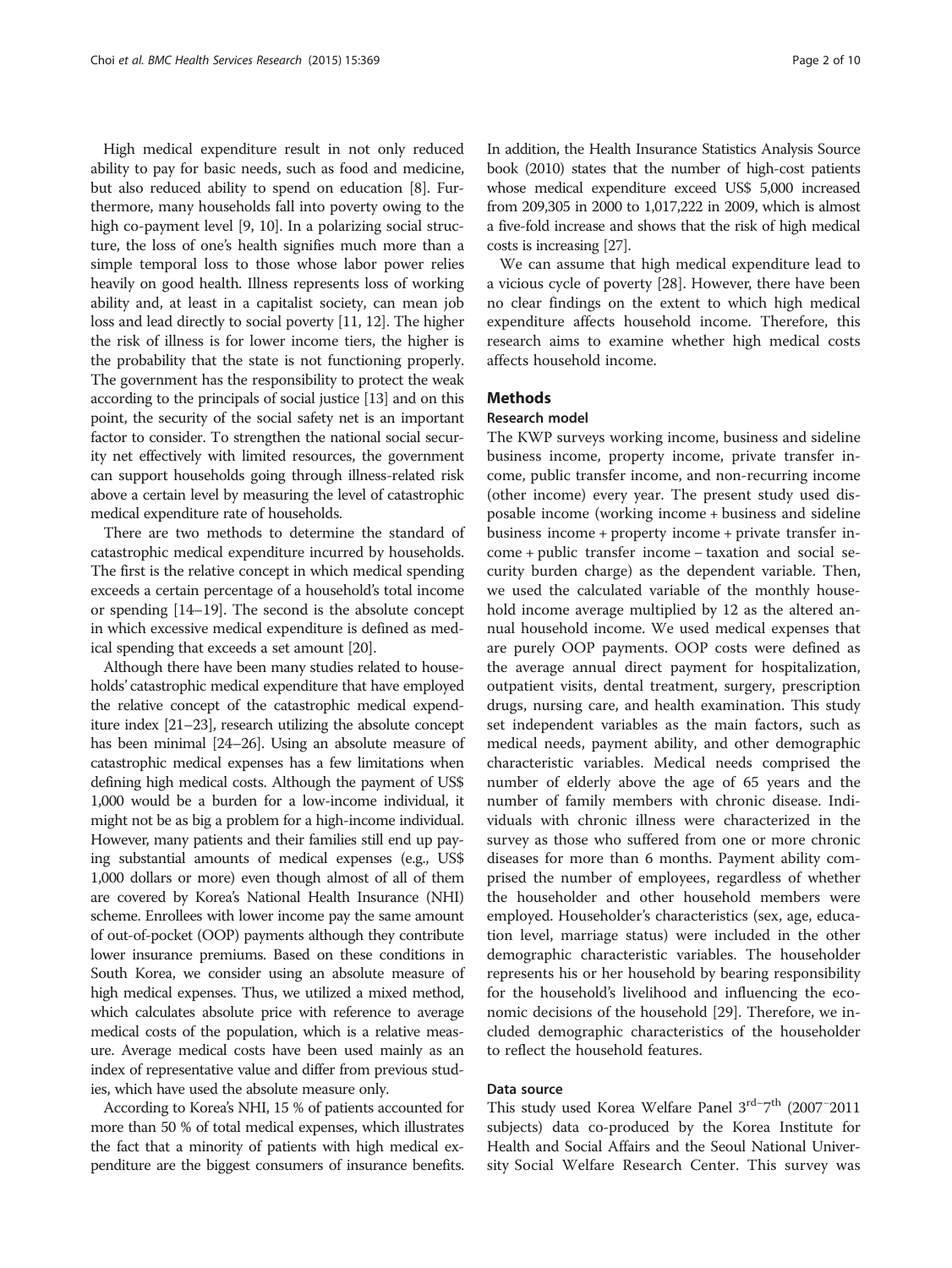High medical expenditure result in not only reduced ability to pay for basic needs, such as food and medicine, but also reduced ability to spend on education [8]. Furthermore, many households fall into poverty owing to the high co-payment level [9, 10]. In a polarizing social structure, the loss of one's health signifies much more than a simple temporal loss to those whose labor power relies heavily on good health. Illness represents loss of working ability and, at least in a capitalist society, can mean job loss and lead directly to social poverty [11, 12]. The higher the risk of illness is for lower income tiers, the higher is the probability that the state is not functioning properly. The government has the responsibility to protect the weak according to the principals of social justice [13] and on this point, the security of the social safety net is an important factor to consider. To strengthen the national social security net effectively with limited resources, the government can support households going through illness-related risk above a certain level by measuring the level of catastrophic medical expenditure rate of households.

There are two methods to determine the standard of catastrophic medical expenditure incurred by households. The first is the relative concept in which medical spending exceeds a certain percentage of a household's total income or spending [14–19]. The second is the absolute concept in which excessive medical expenditure is defined as medical spending that exceeds a set amount [20].

Although there have been many studies related to households' catastrophic medical expenditure that have employed the relative concept of the catastrophic medical expenditure index [21–23], research utilizing the absolute concept has been minimal [24–26]. Using an absolute measure of catastrophic medical expenses has a few limitations when defining high medical costs. Although the payment of US$ 1,000 would be a burden for a low-income individual, it might not be as big a problem for a high-income individual. However, many patients and their families still end up paying substantial amounts of medical expenses (e.g., US$ 1,000 dollars or more) even though almost of all of them are covered by Korea's National Health Insurance (NHI) scheme. Enrollees with lower income pay the same amount of out-of-pocket (OOP) payments although they contribute lower insurance premiums. Based on these conditions in South Korea, we consider using an absolute measure of high medical expenses. Thus, we utilized a mixed method, which calculates absolute price with reference to average medical costs of the population, which is a relative measure. Average medical costs have been used mainly as an index of representative value and differ from previous studies, which have used the absolute measure only.

According to Korea's NHI, 15 % of patients accounted for more than 50 % of total medical expenses, which illustrates the fact that a minority of patients with high medical expenditure are the biggest consumers of insurance benefits. In addition, the Health Insurance Statistics Analysis Source book (2010) states that the number of high-cost patients whose medical expenditure exceed US$ 5,000 increased from 209,305 in 2000 to 1,017,222 in 2009, which is almost a five-fold increase and shows that the risk of high medical costs is increasing [27].

We can assume that high medical expenditure lead to a vicious cycle of poverty [28]. However, there have been no clear findings on the extent to which high medical expenditure affects household income. Therefore, this research aims to examine whether high medical costs affects household income.

## Methods

### Research model

The KWP surveys working income, business and sideline business income, property income, private transfer income, public transfer income, and non-recurring income (other income) every year. The present study used disposable income (working income + business and sideline business income + property income + private transfer income + public transfer income – taxation and social security burden charge) as the dependent variable. Then, we used the calculated variable of the monthly household income average multiplied by 12 as the altered annual household income. We used medical expenses that are purely OOP payments. OOP costs were defined as the average annual direct payment for hospitalization, outpatient visits, dental treatment, surgery, prescription drugs, nursing care, and health examination. This study set independent variables as the main factors, such as medical needs, payment ability, and other demographic characteristic variables. Medical needs comprised the number of elderly above the age of 65 years and the number of family members with chronic disease. Individuals with chronic illness were characterized in the survey as those who suffered from one or more chronic diseases for more than 6 months. Payment ability comprised the number of employees, regardless of whether the householder and other household members were employed. Householder's characteristics (sex, age, education level, marriage status) were included in the other demographic characteristic variables. The householder represents his or her household by bearing responsibility for the household's livelihood and influencing the economic decisions of the household [29]. Therefore, we included demographic characteristics of the householder to reflect the household features.

### Data source

This study used Korea Welfare Panel 3rd–7th (2007–2011 subjects) data co-produced by the Korea Institute for Health and Social Affairs and the Seoul National University Social Welfare Research Center. This survey was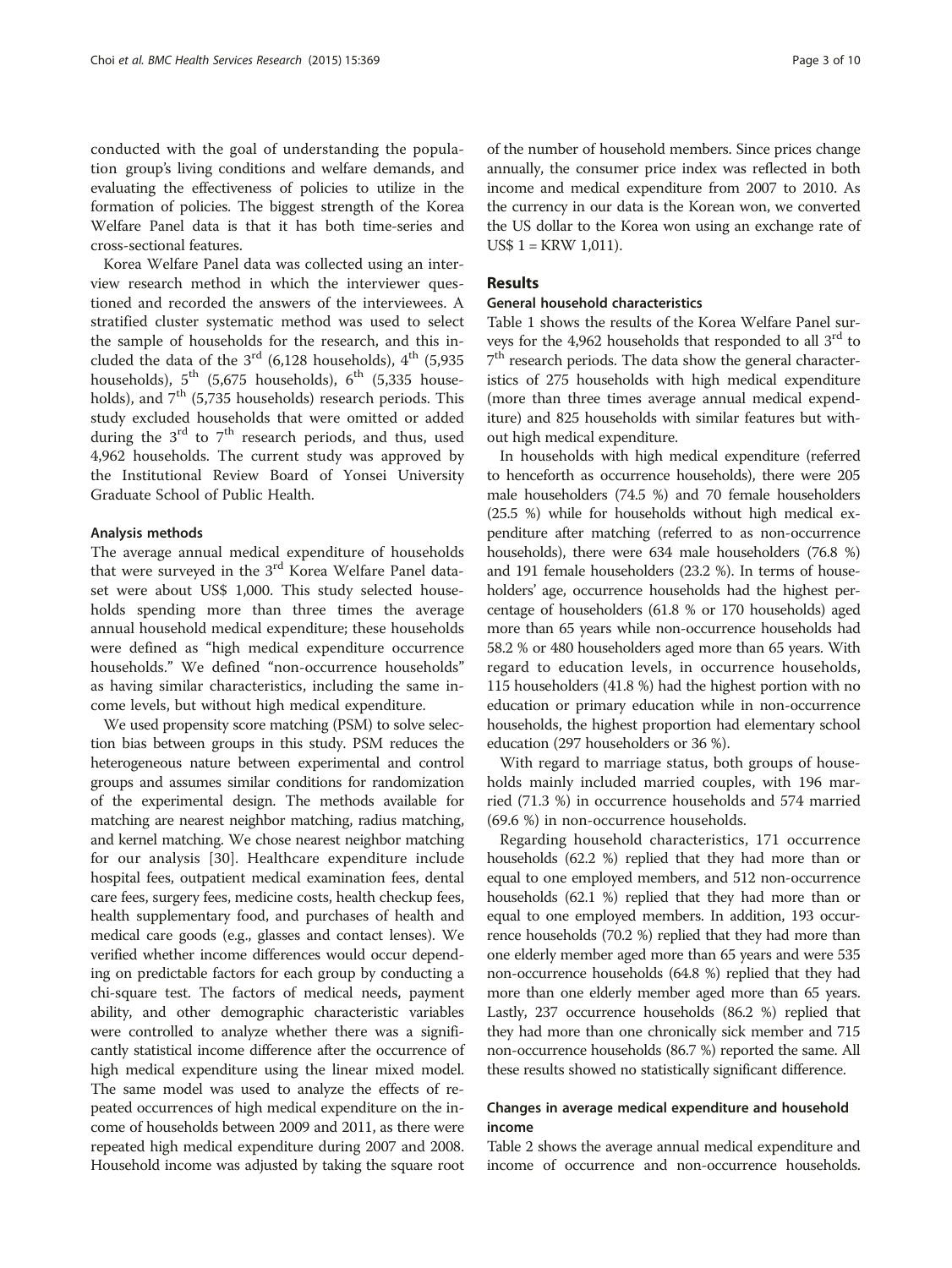conducted with the goal of understanding the population group's living conditions and welfare demands, and evaluating the effectiveness of policies to utilize in the formation of policies. The biggest strength of the Korea Welfare Panel data is that it has both time-series and cross-sectional features.

Korea Welfare Panel data was collected using an interview research method in which the interviewer questioned and recorded the answers of the interviewees. A stratified cluster systematic method was used to select the sample of households for the research, and this included the data of the 3rd (6,128 households), 4th (5,935 households), 5th (5,675 households), 6th (5,335 households), and 7th (5,735 households) research periods. This study excluded households that were omitted or added during the 3rd to 7th research periods, and thus, used 4,962 households. The current study was approved by the Institutional Review Board of Yonsei University Graduate School of Public Health.

#### Analysis methods

The average annual medical expenditure of households that were surveyed in the 3rd Korea Welfare Panel dataset were about US$ 1,000. This study selected households spending more than three times the average annual household medical expenditure; these households were defined as "high medical expenditure occurrence households." We defined "non-occurrence households" as having similar characteristics, including the same income levels, but without high medical expenditure.

We used propensity score matching (PSM) to solve selection bias between groups in this study. PSM reduces the heterogeneous nature between experimental and control groups and assumes similar conditions for randomization of the experimental design. The methods available for matching are nearest neighbor matching, radius matching, and kernel matching. We chose nearest neighbor matching for our analysis [30]. Healthcare expenditure include hospital fees, outpatient medical examination fees, dental care fees, surgery fees, medicine costs, health checkup fees, health supplementary food, and purchases of health and medical care goods (e.g., glasses and contact lenses). We verified whether income differences would occur depending on predictable factors for each group by conducting a chi-square test. The factors of medical needs, payment ability, and other demographic characteristic variables were controlled to analyze whether there was a significantly statistical income difference after the occurrence of high medical expenditure using the linear mixed model. The same model was used to analyze the effects of repeated occurrences of high medical expenditure on the income of households between 2009 and 2011, as there were repeated high medical expenditure during 2007 and 2008. Household income was adjusted by taking the square root of the number of household members. Since prices change annually, the consumer price index was reflected in both income and medical expenditure from 2007 to 2010. As the currency in our data is the Korean won, we converted the US dollar to the Korea won using an exchange rate of US$ 1 = KRW 1,011).

## Results

### General household characteristics

Table 1 shows the results of the Korea Welfare Panel surveys for the 4,962 households that responded to all 3rd to 7th research periods. The data show the general characteristics of 275 households with high medical expenditure (more than three times average annual medical expenditure) and 825 households with similar features but without high medical expenditure.

In households with high medical expenditure (referred to henceforth as occurrence households), there were 205 male householders (74.5 %) and 70 female householders (25.5 %) while for households without high medical expenditure after matching (referred to as non-occurrence households), there were 634 male householders (76.8 %) and 191 female householders (23.2 %). In terms of householders' age, occurrence households had the highest percentage of householders (61.8 % or 170 households) aged more than 65 years while non-occurrence households had 58.2 % or 480 householders aged more than 65 years. With regard to education levels, in occurrence households, 115 householders (41.8 %) had the highest portion with no education or primary education while in non-occurrence households, the highest proportion had elementary school education (297 householders or 36 %).

With regard to marriage status, both groups of households mainly included married couples, with 196 married (71.3 %) in occurrence households and 574 married (69.6 %) in non-occurrence households.

Regarding household characteristics, 171 occurrence households (62.2 %) replied that they had more than or equal to one employed members, and 512 non-occurrence households (62.1 %) replied that they had more than or equal to one employed members. In addition, 193 occurrence households (70.2 %) replied that they had more than one elderly member aged more than 65 years and were 535 non-occurrence households (64.8 %) replied that they had more than one elderly member aged more than 65 years. Lastly, 237 occurrence households (86.2 %) replied that they had more than one chronically sick member and 715 non-occurrence households (86.7 %) reported the same. All these results showed no statistically significant difference.

### Changes in average medical expenditure and household income

Table 2 shows the average annual medical expenditure and income of occurrence and non-occurrence households.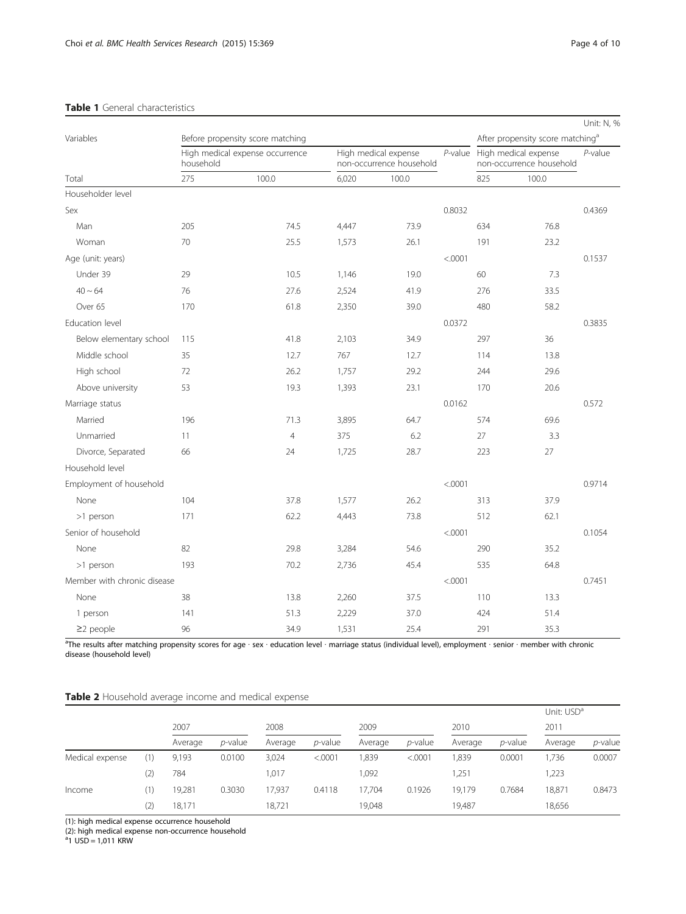**Table 1** General characteristics

Unit: N, %

| Variables | Before propensity score matching | | | | | After propensity score matching[a] | | |
|---|---|---|---|---|---|---|---|---|
| | High medical expense occurrence household | | High medical expense non-occurrence household | | *P*-value | High medical expense non-occurrence household | | *P*-value |
| Total | 275 | 100.0 | 6,020 | 100.0 | | 825 | 100.0 | |
| Householder level | | | | | | | | |
| Sex | | | | | 0.8032 | | | 0.4369 |
| Man | 205 | 74.5 | 4,447 | 73.9 | | 634 | 76.8 | |
| Woman | 70 | 25.5 | 1,573 | 26.1 | | 191 | 23.2 | |
| Age (unit: years) | | | | | <.0001 | | | 0.1537 |
| Under 39 | 29 | 10.5 | 1,146 | 19.0 | | 60 | 7.3 | |
| 40 ~ 64 | 76 | 27.6 | 2,524 | 41.9 | | 276 | 33.5 | |
| Over 65 | 170 | 61.8 | 2,350 | 39.0 | | 480 | 58.2 | |
| Education level | | | | | 0.0372 | | | 0.3835 |
| Below elementary school | 115 | 41.8 | 2,103 | 34.9 | | 297 | 36 | |
| Middle school | 35 | 12.7 | 767 | 12.7 | | 114 | 13.8 | |
| High school | 72 | 26.2 | 1,757 | 29.2 | | 244 | 29.6 | |
| Above university | 53 | 19.3 | 1,393 | 23.1 | | 170 | 20.6 | |
| Marriage status | | | | | 0.0162 | | | 0.572 |
| Married | 196 | 71.3 | 3,895 | 64.7 | | 574 | 69.6 | |
| Unmarried | 11 | 4 | 375 | 6.2 | | 27 | 3.3 | |
| Divorce, Separated | 66 | 24 | 1,725 | 28.7 | | 223 | 27 | |
| Household level | | | | | | | | |
| Employment of household | | | | | <.0001 | | | 0.9714 |
| None | 104 | 37.8 | 1,577 | 26.2 | | 313 | 37.9 | |
| >1 person | 171 | 62.2 | 4,443 | 73.8 | | 512 | 62.1 | |
| Senior of household | | | | | <.0001 | | | 0.1054 |
| None | 82 | 29.8 | 3,284 | 54.6 | | 290 | 35.2 | |
| >1 person | 193 | 70.2 | 2,736 | 45.4 | | 535 | 64.8 | |
| Member with chronic disease | | | | | <.0001 | | | 0.7451 |
| None | 38 | 13.8 | 2,260 | 37.5 | | 110 | 13.3 | |
| 1 person | 141 | 51.3 | 2,229 | 37.0 | | 424 | 51.4 | |
| ≥2 people | 96 | 34.9 | 1,531 | 25.4 | | 291 | 35.3 | |

[a]The results after matching propensity scores for age · sex · education level · marriage status (individual level), employment · senior · member with chronic disease (household level)

**Table 2** Household average income and medical expense

Unit: USD[a]

| | | 2007 | | 2008 | | 2009 | | 2010 | | 2011 | |
|---|---|---|---|---|---|---|---|---|---|---|---|
| | | Average | *p*-value | Average | *p*-value | Average | *p*-value | Average | *p*-value | Average | *p*-value |
| Medical expense | (1) | 9,193 | 0.0100 | 3,024 | <.0001 | 1,839 | <.0001 | 1,839 | 0.0001 | 1,736 | 0.0007 |
| | (2) | 784 | | 1,017 | | 1,092 | | 1,251 | | 1,223 | |
| Income | (1) | 19,281 | 0.3030 | 17,937 | 0.4118 | 17,704 | 0.1926 | 19,179 | 0.7684 | 18,871 | 0.8473 |
| | (2) | 18,171 | | 18,721 | | 19,048 | | 19,487 | | 18,656 | |

(1): high medical expense occurrence household
(2): high medical expense non-occurrence household
[a]1 USD = 1,011 KRW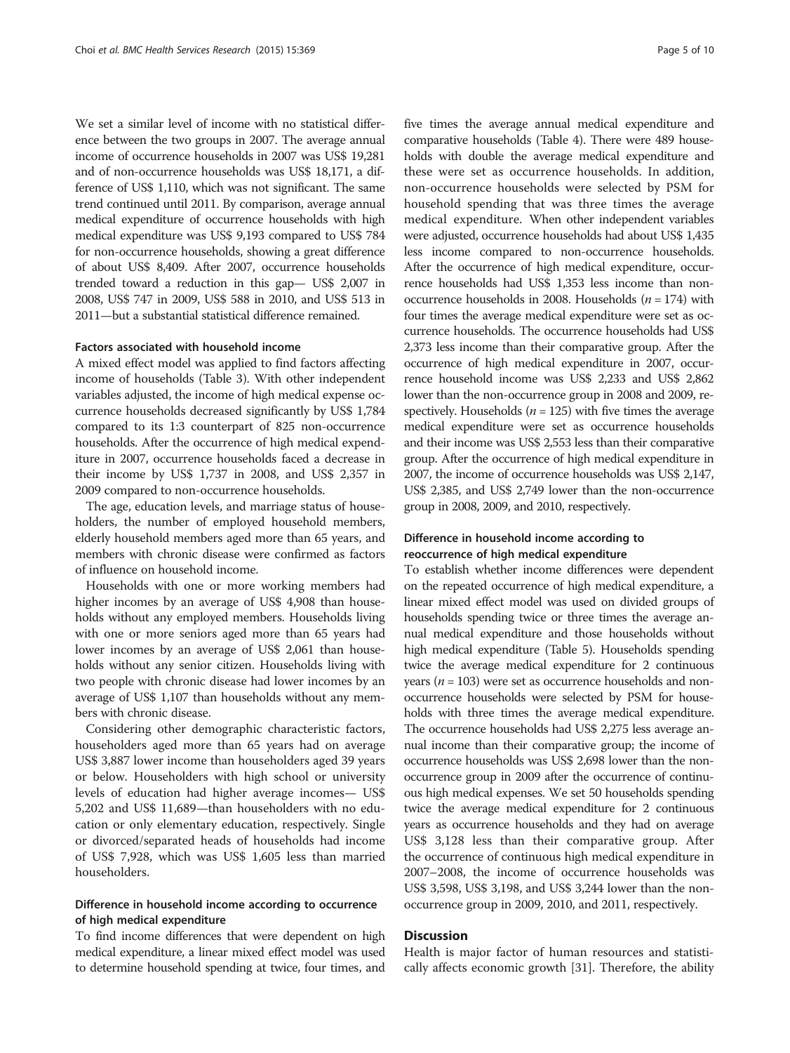We set a similar level of income with no statistical difference between the two groups in 2007. The average annual income of occurrence households in 2007 was US$ 19,281 and of non-occurrence households was US$ 18,171, a difference of US$ 1,110, which was not significant. The same trend continued until 2011. By comparison, average annual medical expenditure of occurrence households with high medical expenditure was US$ 9,193 compared to US$ 784 for non-occurrence households, showing a great difference of about US$ 8,409. After 2007, occurrence households trended toward a reduction in this gap— US$ 2,007 in 2008, US$ 747 in 2009, US$ 588 in 2010, and US$ 513 in 2011—but a substantial statistical difference remained.

### Factors associated with household income

A mixed effect model was applied to find factors affecting income of households (Table 3). With other independent variables adjusted, the income of high medical expense occurrence households decreased significantly by US$ 1,784 compared to its 1:3 counterpart of 825 non-occurrence households. After the occurrence of high medical expenditure in 2007, occurrence households faced a decrease in their income by US$ 1,737 in 2008, and US$ 2,357 in 2009 compared to non-occurrence households.

The age, education levels, and marriage status of householders, the number of employed household members, elderly household members aged more than 65 years, and members with chronic disease were confirmed as factors of influence on household income.

Households with one or more working members had higher incomes by an average of US$ 4,908 than households without any employed members. Households living with one or more seniors aged more than 65 years had lower incomes by an average of US$ 2,061 than households without any senior citizen. Households living with two people with chronic disease had lower incomes by an average of US$ 1,107 than households without any members with chronic disease.

Considering other demographic characteristic factors, householders aged more than 65 years had on average US$ 3,887 lower income than householders aged 39 years or below. Householders with high school or university levels of education had higher average incomes— US$ 5,202 and US$ 11,689—than householders with no education or only elementary education, respectively. Single or divorced/separated heads of households had income of US$ 7,928, which was US$ 1,605 less than married householders.

### Difference in household income according to occurrence of high medical expenditure

To find income differences that were dependent on high medical expenditure, a linear mixed effect model was used to determine household spending at twice, four times, and five times the average annual medical expenditure and comparative households (Table 4). There were 489 households with double the average medical expenditure and these were set as occurrence households. In addition, non-occurrence households were selected by PSM for household spending that was three times the average medical expenditure. When other independent variables were adjusted, occurrence households had about US$ 1,435 less income compared to non-occurrence households. After the occurrence of high medical expenditure, occurrence households had US$ 1,353 less income than non-occurrence households in 2008. Households ($n = 174$) with four times the average medical expenditure were set as occurrence households. The occurrence households had US$ 2,373 less income than their comparative group. After the occurrence of high medical expenditure in 2007, occurrence household income was US$ 2,233 and US$ 2,862 lower than the non-occurrence group in 2008 and 2009, respectively. Households ($n = 125$) with five times the average medical expenditure were set as occurrence households and their income was US$ 2,553 less than their comparative group. After the occurrence of high medical expenditure in 2007, the income of occurrence households was US$ 2,147, US$ 2,385, and US$ 2,749 lower than the non-occurrence group in 2008, 2009, and 2010, respectively.

### Difference in household income according to reoccurrence of high medical expenditure

To establish whether income differences were dependent on the repeated occurrence of high medical expenditure, a linear mixed effect model was used on divided groups of households spending twice or three times the average annual medical expenditure and those households without high medical expenditure (Table 5). Households spending twice the average medical expenditure for 2 continuous years ($n = 103$) were set as occurrence households and non-occurrence households were selected by PSM for households with three times the average medical expenditure. The occurrence households had US$ 2,275 less average annual income than their comparative group; the income of occurrence households was US$ 2,698 lower than the non-occurrence group in 2009 after the occurrence of continuous high medical expenses. We set 50 households spending twice the average medical expenditure for 2 continuous years as occurrence households and they had on average US$ 3,128 less than their comparative group. After the occurrence of continuous high medical expenditure in 2007–2008, the income of occurrence households was US$ 3,598, US$ 3,198, and US$ 3,244 lower than the non-occurrence group in 2009, 2010, and 2011, respectively.

## Discussion

Health is major factor of human resources and statistically affects economic growth [31]. Therefore, the ability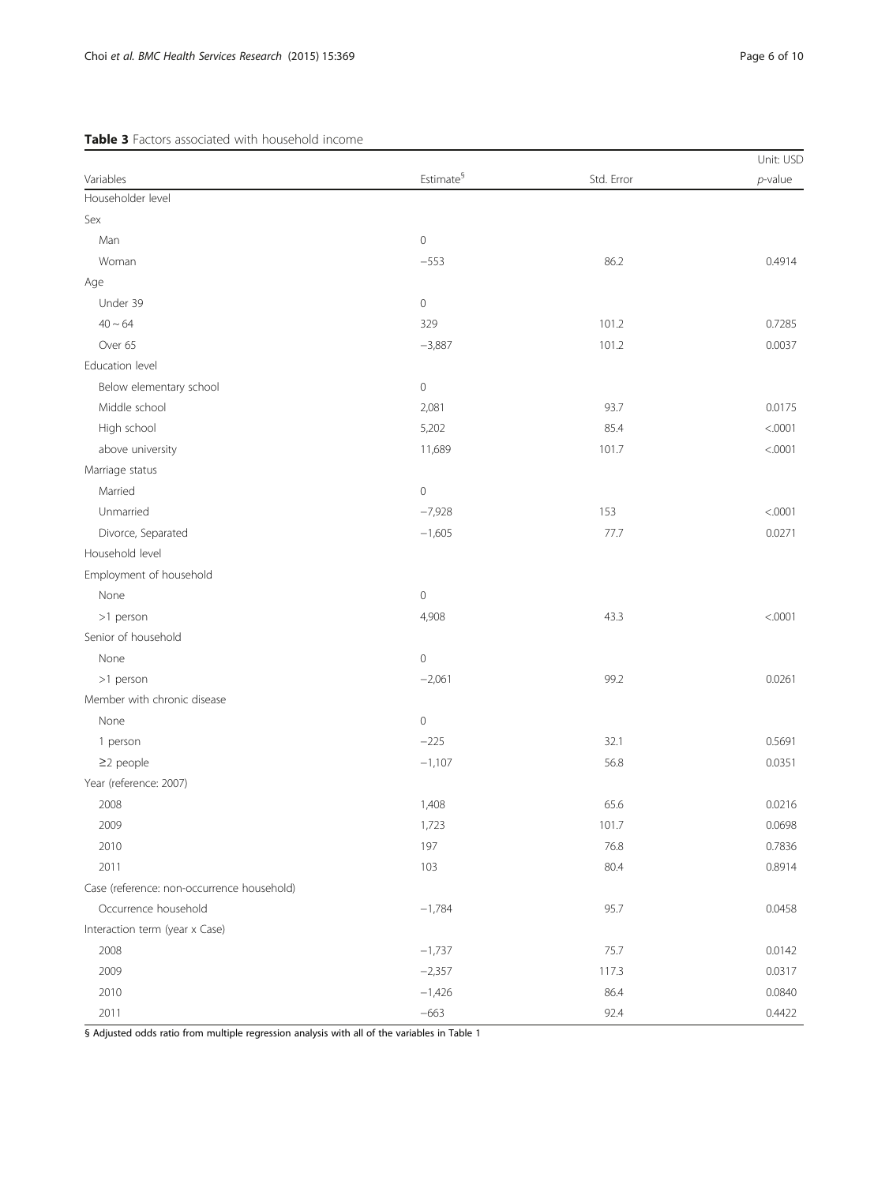**Table 3** Factors associated with household income

| Variables | Estimate[§] | Std. Error | Unit: USD *p*-value |
|---|---|---|---|
| Householder level | | | |
| Sex | | | |
| Man | 0 | | |
| Woman | −553 | 86.2 | 0.4914 |
| Age | | | |
| Under 39 | 0 | | |
| 40 ~ 64 | 329 | 101.2 | 0.7285 |
| Over 65 | −3,887 | 101.2 | 0.0037 |
| Education level | | | |
| Below elementary school | 0 | | |
| Middle school | 2,081 | 93.7 | 0.0175 |
| High school | 5,202 | 85.4 | <.0001 |
| above university | 11,689 | 101.7 | <.0001 |
| Marriage status | | | |
| Married | 0 | | |
| Unmarried | −7,928 | 153 | <.0001 |
| Divorce, Separated | −1,605 | 77.7 | 0.0271 |
| Household level | | | |
| Employment of household | | | |
| None | 0 | | |
| >1 person | 4,908 | 43.3 | <.0001 |
| Senior of household | | | |
| None | 0 | | |
| >1 person | −2,061 | 99.2 | 0.0261 |
| Member with chronic disease | | | |
| None | 0 | | |
| 1 person | −225 | 32.1 | 0.5691 |
| ≥2 people | −1,107 | 56.8 | 0.0351 |
| Year (reference: 2007) | | | |
| 2008 | 1,408 | 65.6 | 0.0216 |
| 2009 | 1,723 | 101.7 | 0.0698 |
| 2010 | 197 | 76.8 | 0.7836 |
| 2011 | 103 | 80.4 | 0.8914 |
| Case (reference: non-occurrence household) | | | |
| Occurrence household | −1,784 | 95.7 | 0.0458 |
| Interaction term (year x Case) | | | |
| 2008 | −1,737 | 75.7 | 0.0142 |
| 2009 | −2,357 | 117.3 | 0.0317 |
| 2010 | −1,426 | 86.4 | 0.0840 |
| 2011 | −663 | 92.4 | 0.4422 |

§ Adjusted odds ratio from multiple regression analysis with all of the variables in Table 1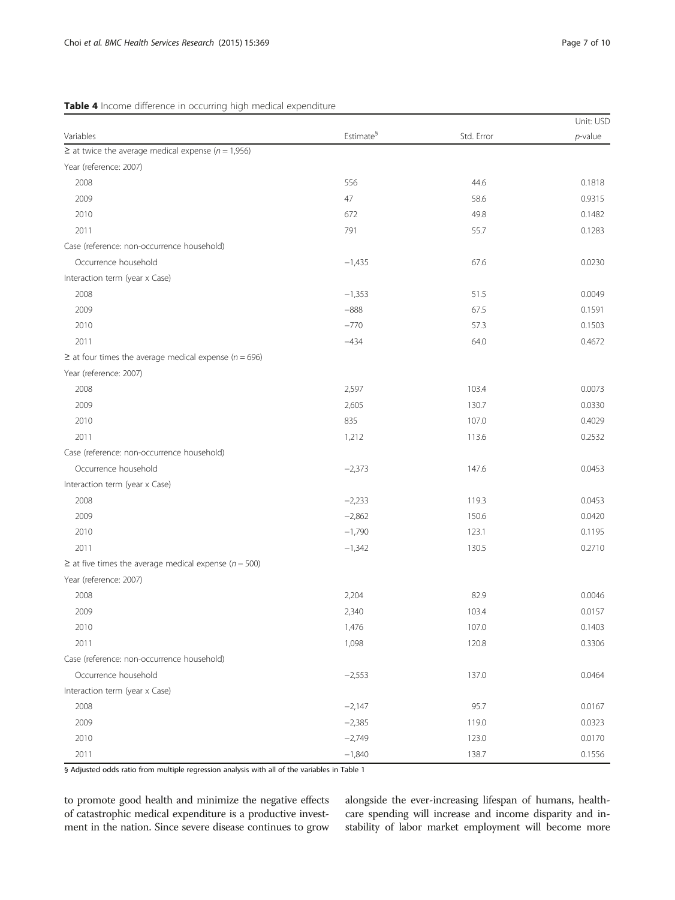**Table 4** Income difference in occurring high medical expenditure

| Variables | Estimate[§] | Std. Error | Unit: USD<br>*p*-value |
|---|---|---|---|
| ≥ at twice the average medical expense (*n* = 1,956) | | | |
| Year (reference: 2007) | | | |
| 2008 | 556 | 44.6 | 0.1818 |
| 2009 | 47 | 58.6 | 0.9315 |
| 2010 | 672 | 49.8 | 0.1482 |
| 2011 | 791 | 55.7 | 0.1283 |
| Case (reference: non-occurrence household) | | | |
| Occurrence household | −1,435 | 67.6 | 0.0230 |
| Interaction term (year x Case) | | | |
| 2008 | −1,353 | 51.5 | 0.0049 |
| 2009 | −888 | 67.5 | 0.1591 |
| 2010 | −770 | 57.3 | 0.1503 |
| 2011 | −434 | 64.0 | 0.4672 |
| ≥ at four times the average medical expense (*n* = 696) | | | |
| Year (reference: 2007) | | | |
| 2008 | 2,597 | 103.4 | 0.0073 |
| 2009 | 2,605 | 130.7 | 0.0330 |
| 2010 | 835 | 107.0 | 0.4029 |
| 2011 | 1,212 | 113.6 | 0.2532 |
| Case (reference: non-occurrence household) | | | |
| Occurrence household | −2,373 | 147.6 | 0.0453 |
| Interaction term (year x Case) | | | |
| 2008 | −2,233 | 119.3 | 0.0453 |
| 2009 | −2,862 | 150.6 | 0.0420 |
| 2010 | −1,790 | 123.1 | 0.1195 |
| 2011 | −1,342 | 130.5 | 0.2710 |
| ≥ at five times the average medical expense (*n* = 500) | | | |
| Year (reference: 2007) | | | |
| 2008 | 2,204 | 82.9 | 0.0046 |
| 2009 | 2,340 | 103.4 | 0.0157 |
| 2010 | 1,476 | 107.0 | 0.1403 |
| 2011 | 1,098 | 120.8 | 0.3306 |
| Case (reference: non-occurrence household) | | | |
| Occurrence household | −2,553 | 137.0 | 0.0464 |
| Interaction term (year x Case) | | | |
| 2008 | −2,147 | 95.7 | 0.0167 |
| 2009 | −2,385 | 119.0 | 0.0323 |
| 2010 | −2,749 | 123.0 | 0.0170 |
| 2011 | −1,840 | 138.7 | 0.1556 |

§ Adjusted odds ratio from multiple regression analysis with all of the variables in Table 1

to promote good health and minimize the negative effects of catastrophic medical expenditure is a productive investment in the nation. Since severe disease continues to grow alongside the ever-increasing lifespan of humans, healthcare spending will increase and income disparity and instability of labor market employment will become more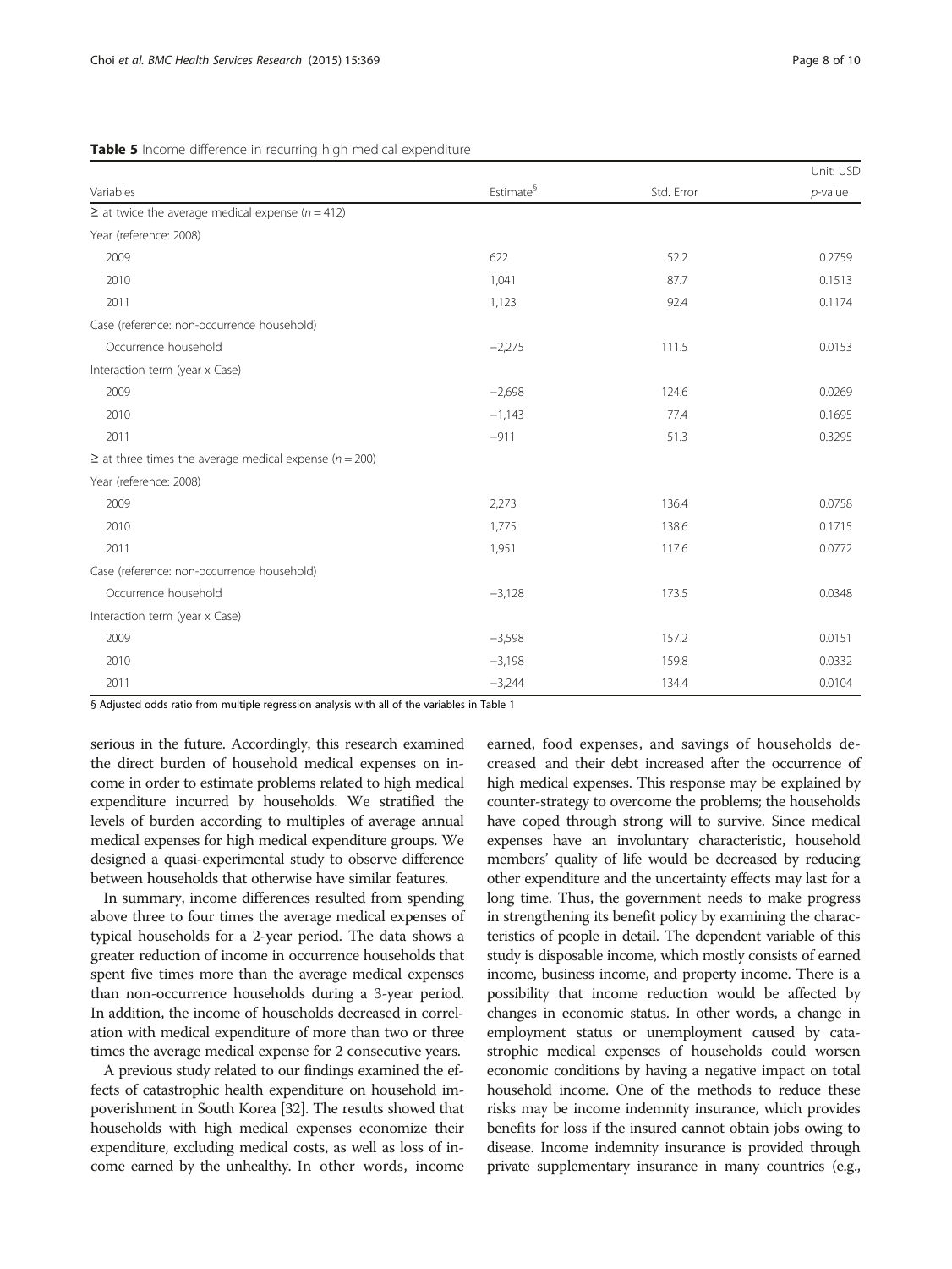**Table 5** Income difference in recurring high medical expenditure

| Variables | Estimate§ | Std. Error | Unit: USD *p*-value |
| --- | --- | --- | --- |
| ≥ at twice the average medical expense ($n = 412$) | | | |
| Year (reference: 2008) | | | |
| 2009 | 622 | 52.2 | 0.2759 |
| 2010 | 1,041 | 87.7 | 0.1513 |
| 2011 | 1,123 | 92.4 | 0.1174 |
| Case (reference: non-occurrence household) | | | |
| Occurrence household | −2,275 | 111.5 | 0.0153 |
| Interaction term (year x Case) | | | |
| 2009 | −2,698 | 124.6 | 0.0269 |
| 2010 | −1,143 | 77.4 | 0.1695 |
| 2011 | −911 | 51.3 | 0.3295 |
| ≥ at three times the average medical expense ($n = 200$) | | | |
| Year (reference: 2008) | | | |
| 2009 | 2,273 | 136.4 | 0.0758 |
| 2010 | 1,775 | 138.6 | 0.1715 |
| 2011 | 1,951 | 117.6 | 0.0772 |
| Case (reference: non-occurrence household) | | | |
| Occurrence household | −3,128 | 173.5 | 0.0348 |
| Interaction term (year x Case) | | | |
| 2009 | −3,598 | 157.2 | 0.0151 |
| 2010 | −3,198 | 159.8 | 0.0332 |
| 2011 | −3,244 | 134.4 | 0.0104 |

§ Adjusted odds ratio from multiple regression analysis with all of the variables in Table 1

serious in the future. Accordingly, this research examined the direct burden of household medical expenses on income in order to estimate problems related to high medical expenditure incurred by households. We stratified the levels of burden according to multiples of average annual medical expenses for high medical expenditure groups. We designed a quasi-experimental study to observe difference between households that otherwise have similar features.

In summary, income differences resulted from spending above three to four times the average medical expenses of typical households for a 2-year period. The data shows a greater reduction of income in occurrence households that spent five times more than the average medical expenses than non-occurrence households during a 3-year period. In addition, the income of households decreased in correlation with medical expenditure of more than two or three times the average medical expense for 2 consecutive years.

A previous study related to our findings examined the effects of catastrophic health expenditure on household impoverishment in South Korea [32]. The results showed that households with high medical expenses economize their expenditure, excluding medical costs, as well as loss of income earned by the unhealthy. In other words, income earned, food expenses, and savings of households decreased and their debt increased after the occurrence of high medical expenses. This response may be explained by counter-strategy to overcome the problems; the households have coped through strong will to survive. Since medical expenses have an involuntary characteristic, household members' quality of life would be decreased by reducing other expenditure and the uncertainty effects may last for a long time. Thus, the government needs to make progress in strengthening its benefit policy by examining the characteristics of people in detail. The dependent variable of this study is disposable income, which mostly consists of earned income, business income, and property income. There is a possibility that income reduction would be affected by changes in economic status. In other words, a change in employment status or unemployment caused by catastrophic medical expenses of households could worsen economic conditions by having a negative impact on total household income. One of the methods to reduce these risks may be income indemnity insurance, which provides benefits for loss if the insured cannot obtain jobs owing to disease. Income indemnity insurance is provided through private supplementary insurance in many countries (e.g.,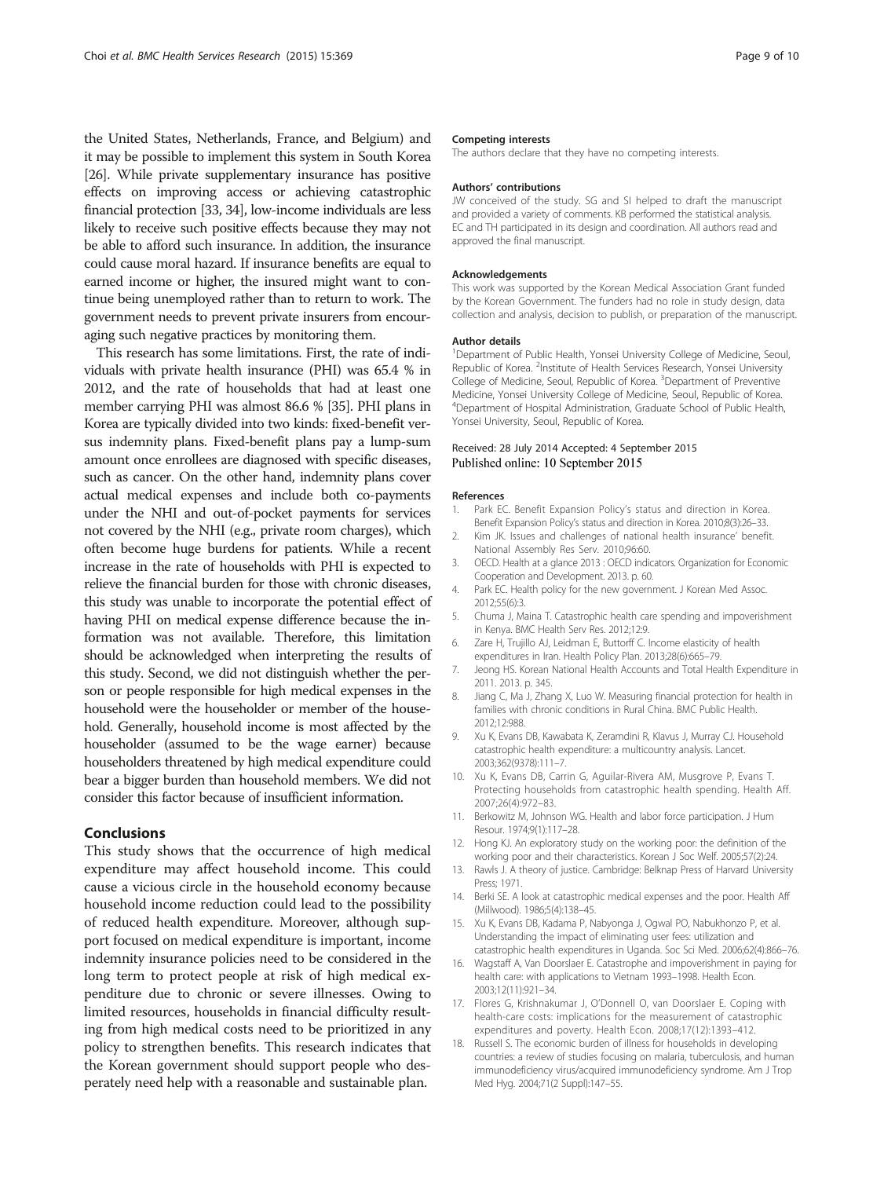the United States, Netherlands, France, and Belgium) and it may be possible to implement this system in South Korea [26]. While private supplementary insurance has positive effects on improving access or achieving catastrophic financial protection [33, 34], low-income individuals are less likely to receive such positive effects because they may not be able to afford such insurance. In addition, the insurance could cause moral hazard. If insurance benefits are equal to earned income or higher, the insured might want to continue being unemployed rather than to return to work. The government needs to prevent private insurers from encouraging such negative practices by monitoring them.

This research has some limitations. First, the rate of individuals with private health insurance (PHI) was 65.4 % in 2012, and the rate of households that had at least one member carrying PHI was almost 86.6 % [35]. PHI plans in Korea are typically divided into two kinds: fixed-benefit versus indemnity plans. Fixed-benefit plans pay a lump-sum amount once enrollees are diagnosed with specific diseases, such as cancer. On the other hand, indemnity plans cover actual medical expenses and include both co-payments under the NHI and out-of-pocket payments for services not covered by the NHI (e.g., private room charges), which often become huge burdens for patients. While a recent increase in the rate of households with PHI is expected to relieve the financial burden for those with chronic diseases, this study was unable to incorporate the potential effect of having PHI on medical expense difference because the information was not available. Therefore, this limitation should be acknowledged when interpreting the results of this study. Second, we did not distinguish whether the person or people responsible for high medical expenses in the household were the householder or member of the household. Generally, household income is most affected by the householder (assumed to be the wage earner) because householders threatened by high medical expenditure could bear a bigger burden than household members. We did not consider this factor because of insufficient information.

## Conclusions

This study shows that the occurrence of high medical expenditure may affect household income. This could cause a vicious circle in the household economy because household income reduction could lead to the possibility of reduced health expenditure. Moreover, although support focused on medical expenditure is important, income indemnity insurance policies need to be considered in the long term to protect people at risk of high medical expenditure due to chronic or severe illnesses. Owing to limited resources, households in financial difficulty resulting from high medical costs need to be prioritized in any policy to strengthen benefits. This research indicates that the Korean government should support people who desperately need help with a reasonable and sustainable plan.

#### Competing interests

The authors declare that they have no competing interests.

#### Authors' contributions

JW conceived of the study. SG and SI helped to draft the manuscript and provided a variety of comments. KB performed the statistical analysis. EC and TH participated in its design and coordination. All authors read and approved the final manuscript.

#### Acknowledgements

This work was supported by the Korean Medical Association Grant funded by the Korean Government. The funders had no role in study design, data collection and analysis, decision to publish, or preparation of the manuscript.

#### Author details

[1]Department of Public Health, Yonsei University College of Medicine, Seoul, Republic of Korea. [2]Institute of Health Services Research, Yonsei University College of Medicine, Seoul, Republic of Korea. [3]Department of Preventive Medicine, Yonsei University College of Medicine, Seoul, Republic of Korea. [4]Department of Hospital Administration, Graduate School of Public Health, Yonsei University, Seoul, Republic of Korea.

Received: 28 July 2014 Accepted: 4 September 2015
Published online: 10 September 2015

#### References

1. Park EC. Benefit Expansion Policy's status and direction in Korea. Benefit Expansion Policy's status and direction in Korea. 2010;8(3):26–33.
2. Kim JK. Issues and challenges of national health insurance' benefit. National Assembly Res Serv. 2010;96:60.
3. OECD. Health at a glance 2013 : OECD indicators. Organization for Economic Cooperation and Development. 2013. p. 60.
4. Park EC. Health policy for the new government. J Korean Med Assoc. 2012;55(6):3.
5. Chuma J, Maina T. Catastrophic health care spending and impoverishment in Kenya. BMC Health Serv Res. 2012;12:9.
6. Zare H, Trujillo AJ, Leidman E, Buttorff C. Income elasticity of health expenditures in Iran. Health Policy Plan. 2013;28(6):665–79.
7. Jeong HS. Korean National Health Accounts and Total Health Expenditure in 2011. 2013. p. 345.
8. Jiang C, Ma J, Zhang X, Luo W. Measuring financial protection for health in families with chronic conditions in Rural China. BMC Public Health. 2012;12:988.
9. Xu K, Evans DB, Kawabata K, Zeramdini R, Klavus J, Murray CJ. Household catastrophic health expenditure: a multicountry analysis. Lancet. 2003;362(9378):111–7.
10. Xu K, Evans DB, Carrin G, Aguilar-Rivera AM, Musgrove P, Evans T. Protecting households from catastrophic health spending. Health Aff. 2007;26(4):972–83.
11. Berkowitz M, Johnson WG. Health and labor force participation. J Hum Resour. 1974;9(1):117–28.
12. Hong KJ. An exploratory study on the working poor: the definition of the working poor and their characteristics. Korean J Soc Welf. 2005;57(2):24.
13. Rawls J. A theory of justice. Cambridge: Belknap Press of Harvard University Press; 1971.
14. Berki SE. A look at catastrophic medical expenses and the poor. Health Aff (Millwood). 1986;5(4):138–45.
15. Xu K, Evans DB, Kadama P, Nabyonga J, Ogwal PO, Nabukhonzo P, et al. Understanding the impact of eliminating user fees: utilization and catastrophic health expenditures in Uganda. Soc Sci Med. 2006;62(4):866–76.
16. Wagstaff A, Van Doorslaer E. Catastrophe and impoverishment in paying for health care: with applications to Vietnam 1993–1998. Health Econ. 2003;12(11):921–34.
17. Flores G, Krishnakumar J, O'Donnell O, van Doorslaer E. Coping with health-care costs: implications for the measurement of catastrophic expenditures and poverty. Health Econ. 2008;17(12):1393–412.
18. Russell S. The economic burden of illness for households in developing countries: a review of studies focusing on malaria, tuberculosis, and human immunodeficiency virus/acquired immunodeficiency syndrome. Am J Trop Med Hyg. 2004;71(2 Suppl):147–55.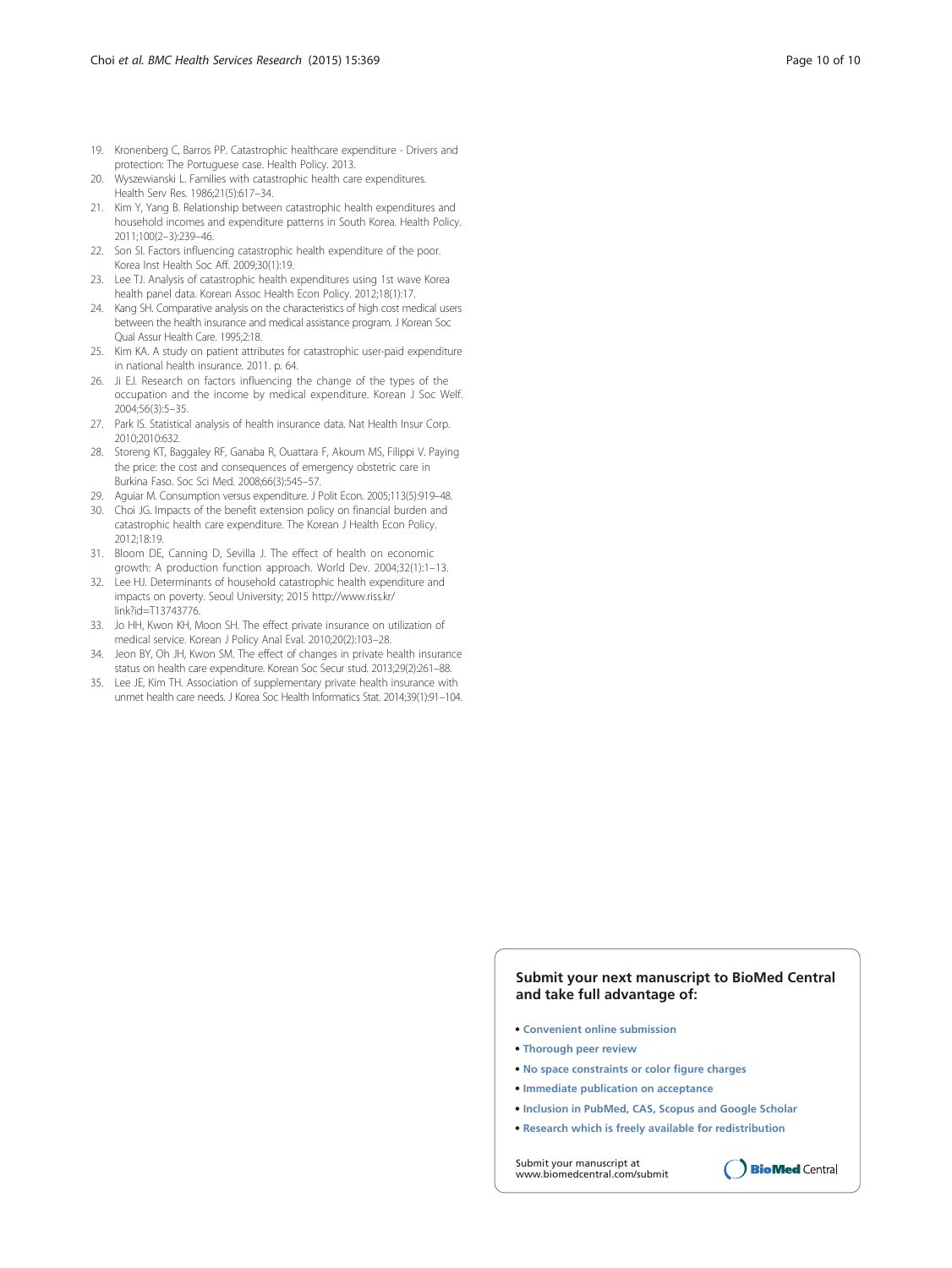19. Kronenberg C, Barros PP. Catastrophic healthcare expenditure - Drivers and protection: The Portuguese case. Health Policy. 2013.
20. Wyszewianski L. Families with catastrophic health care expenditures. Health Serv Res. 1986;21(5):617–34.
21. Kim Y, Yang B. Relationship between catastrophic health expenditures and household incomes and expenditure patterns in South Korea. Health Policy. 2011;100(2–3):239–46.
22. Son SI. Factors influencing catastrophic health expenditure of the poor. Korea Inst Health Soc Aff. 2009;30(1):19.
23. Lee TJ. Analysis of catastrophic health expenditures using 1st wave Korea health panel data. Korean Assoc Health Econ Policy. 2012;18(1):17.
24. Kang SH. Comparative analysis on the characteristics of high cost medical users between the health insurance and medical assistance program. J Korean Soc Qual Assur Health Care. 1995;2:18.
25. Kim KA. A study on patient attributes for catastrophic user-paid expenditure in national health insurance. 2011. p. 64.
26. Ji EJ. Research on factors influencing the change of the types of the occupation and the income by medical expenditure. Korean J Soc Welf. 2004;56(3):5–35.
27. Park IS. Statistical analysis of health insurance data. Nat Health Insur Corp. 2010;2010:632.
28. Storeng KT, Baggaley RF, Ganaba R, Ouattara F, Akoum MS, Filippi V. Paying the price: the cost and consequences of emergency obstetric care in Burkina Faso. Soc Sci Med. 2008;66(3):545–57.
29. Aguiar M. Consumption versus expenditure. J Polit Econ. 2005;113(5):919–48.
30. Choi JG. Impacts of the benefit extension policy on financial burden and catastrophic health care expenditure. The Korean J Health Econ Policy. 2012;18:19.
31. Bloom DE, Canning D, Sevilla J. The effect of health on economic growth: A production function approach. World Dev. 2004;32(1):1–13.
32. Lee HJ. Determinants of household catastrophic health expenditure and impacts on poverty. Seoul University; 2015 http://www.riss.kr/link?id=T13743776.
33. Jo HH, Kwon KH, Moon SH. The effect private insurance on utilization of medical service. Korean J Policy Anal Eval. 2010;20(2):103–28.
34. Jeon BY, Oh JH, Kwon SM. The effect of changes in private health insurance status on health care expenditure. Korean Soc Secur stud. 2013;29(2):261–88.
35. Lee JE, Kim TH. Association of supplementary private health insurance with unmet health care needs. J Korea Soc Health Informatics Stat. 2014;39(1):91–104.

**Submit your next manuscript to BioMed Central and take full advantage of:**

- **Convenient online submission**
- **Thorough peer review**
- **No space constraints or color figure charges**
- **Immediate publication on acceptance**
- **Inclusion in PubMed, CAS, Scopus and Google Scholar**
- **Research which is freely available for redistribution**

Submit your manuscript at
www.biomedcentral.com/submit

BioMed Central